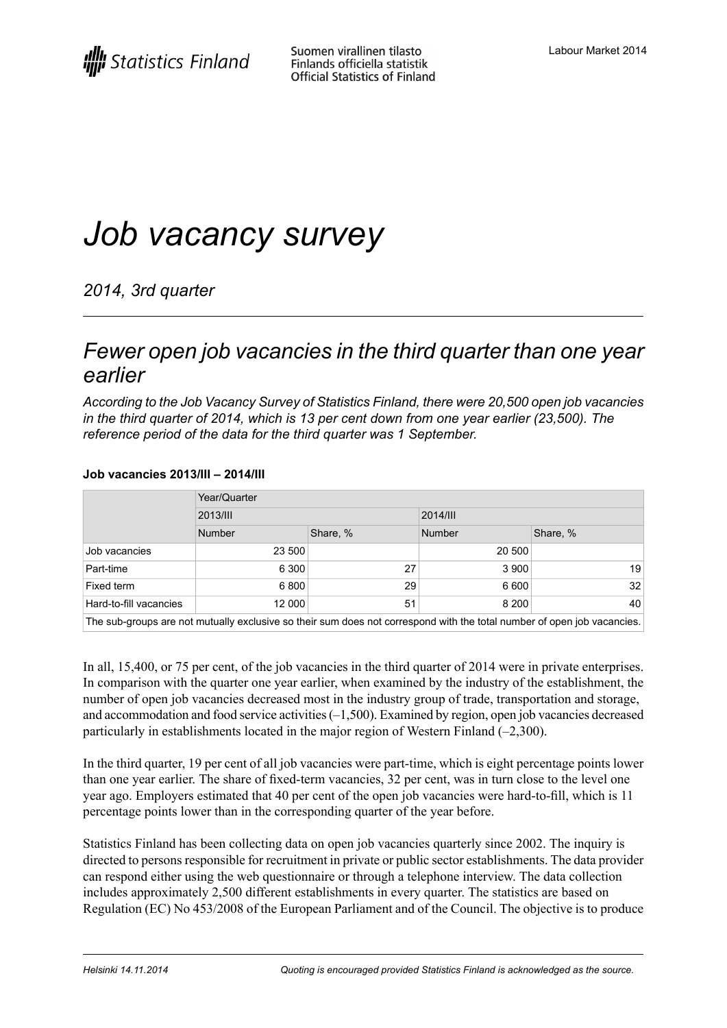# Job vacancy survey

*2014, 3rd quarter*

## *Fewer open job vacancies in the third quarter than one year earlier*

*According to the Job Vacancy Survey of Statistics Finland, there were 20,500 open job vacancies in the third quarter of 2014, which is 13 per cent down from one year earlier (23,500). The reference period of the data for the third quarter was 1 September.*

**Job vacancies 2013/III – 2014/III**

| | Year/Quarter | | | |
|---|---|---|---|---|
| | 2013/III | | 2014/III | |
| | Number | Share, % | Number | Share, % |
| Job vacancies | 23 500 | | 20 500 | |
| Part-time | 6 300 | 27 | 3 900 | 19 |
| Fixed term | 6 800 | 29 | 6 600 | 32 |
| Hard-to-fill vacancies | 12 000 | 51 | 8 200 | 40 |

The sub-groups are not mutually exclusive so their sum does not correspond with the total number of open job vacancies.

In all, 15,400, or 75 per cent, of the job vacancies in the third quarter of 2014 were in private enterprises. In comparison with the quarter one year earlier, when examined by the industry of the establishment, the number of open job vacancies decreased most in the industry group of trade, transportation and storage, and accommodation and food service activities (–1,500). Examined by region, open job vacancies decreased particularly in establishments located in the major region of Western Finland (–2,300).

In the third quarter, 19 per cent of all job vacancies were part-time, which is eight percentage points lower than one year earlier. The share of fixed-term vacancies, 32 per cent, was in turn close to the level one year ago. Employers estimated that 40 per cent of the open job vacancies were hard-to-fill, which is 11 percentage points lower than in the corresponding quarter of the year before.

Statistics Finland has been collecting data on open job vacancies quarterly since 2002. The inquiry is directed to persons responsible for recruitment in private or public sector establishments. The data provider can respond either using the web questionnaire or through a telephone interview. The data collection includes approximately 2,500 different establishments in every quarter. The statistics are based on Regulation (EC) No 453/2008 of the European Parliament and of the Council. The objective is to produce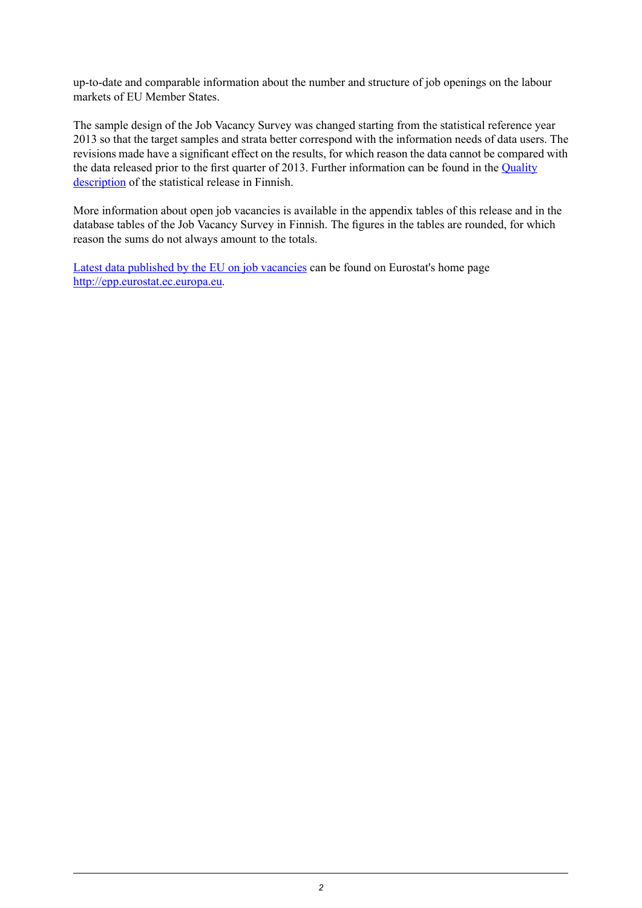up-to-date and comparable information about the number and structure of job openings on the labour markets of EU Member States.

The sample design of the Job Vacancy Survey was changed starting from the statistical reference year 2013 so that the target samples and strata better correspond with the information needs of data users. The revisions made have a significant effect on the results, for which reason the data cannot be compared with the data released prior to the first quarter of 2013. Further information can be found in the Quality description of the statistical release in Finnish.

More information about open job vacancies is available in the appendix tables of this release and in the database tables of the Job Vacancy Survey in Finnish. The figures in the tables are rounded, for which reason the sums do not always amount to the totals.

Latest data published by the EU on job vacancies can be found on Eurostat's home page http://epp.eurostat.ec.europa.eu.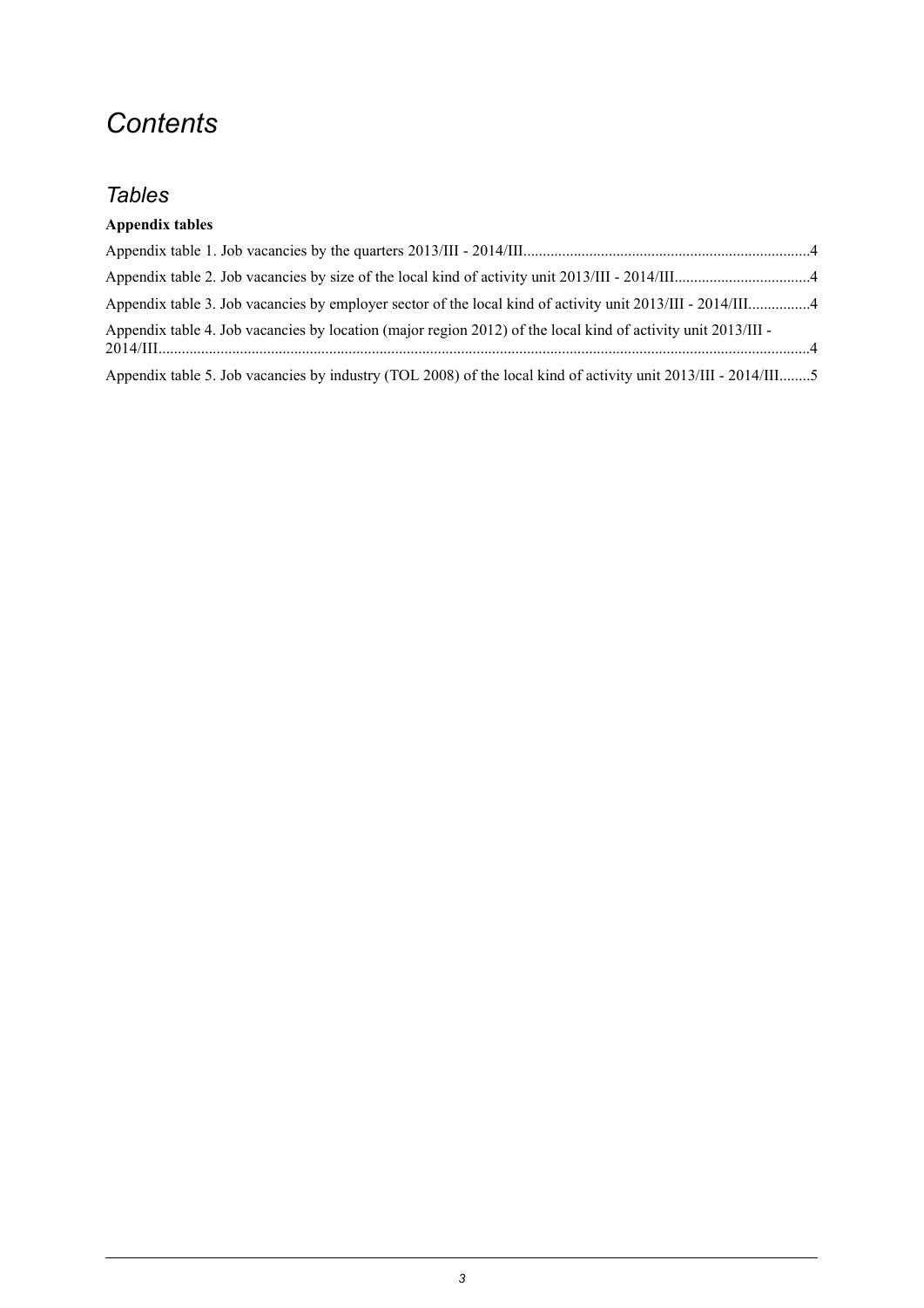# *Contents*

## *Tables*

**Appendix tables**

Appendix table 1. Job vacancies by the quarters 2013/III - 2014/III.........................................................................4

Appendix table 2. Job vacancies by size of the local kind of activity unit 2013/III - 2014/III..................................4

Appendix table 3. Job vacancies by employer sector of the local kind of activity unit 2013/III - 2014/III................4

Appendix table 4. Job vacancies by location (major region 2012) of the local kind of activity unit 2013/III - 2014/III.......................................................................................................................................................................4

Appendix table 5. Job vacancies by industry (TOL 2008) of the local kind of activity unit 2013/III - 2014/III........5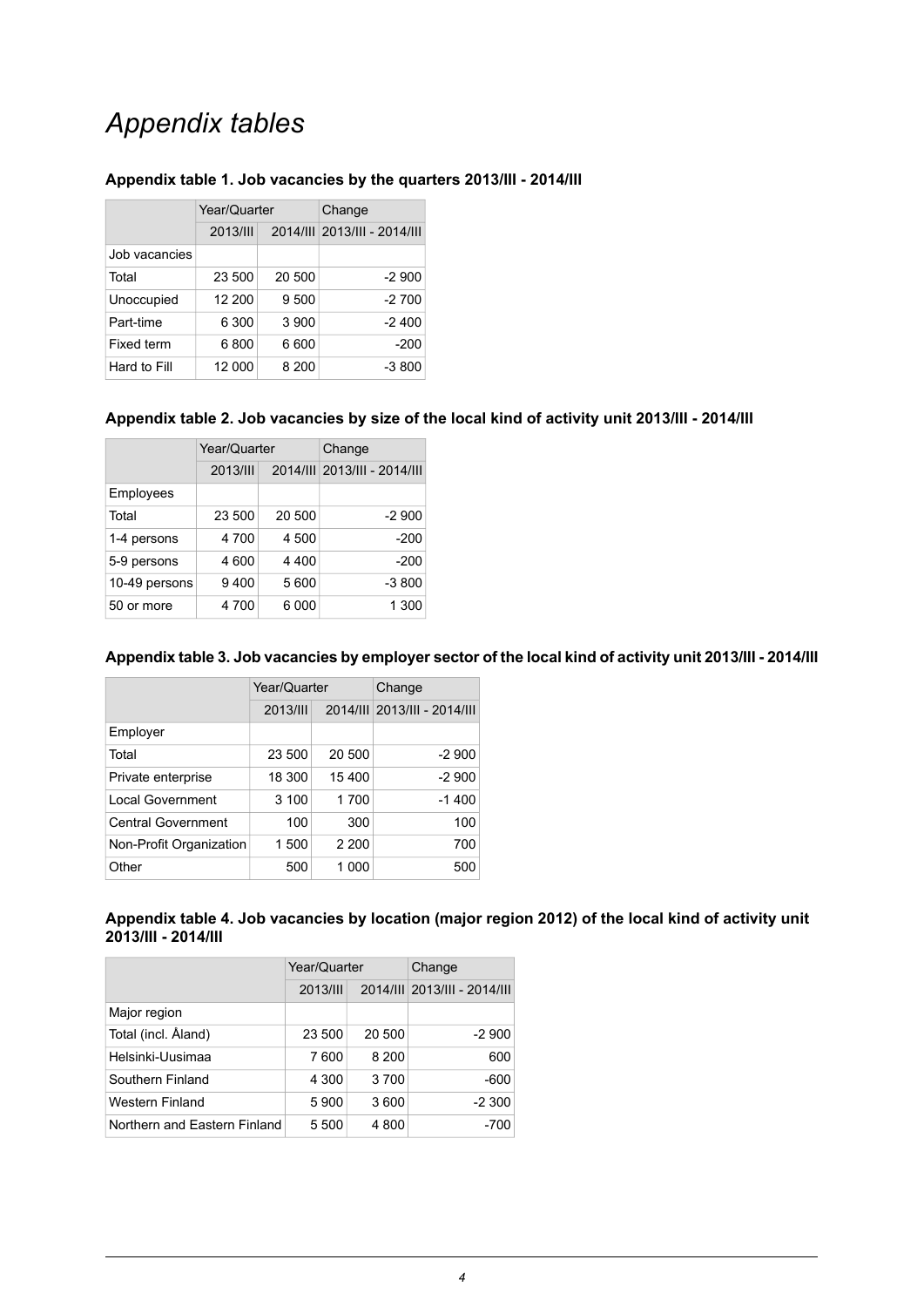# *Appendix tables*

### Appendix table 1. Job vacancies by the quarters 2013/III - 2014/III

| | Year/Quarter | | Change |
|---|---|---|---|
| | 2013/III | 2014/III | 2013/III - 2014/III |
| Job vacancies | | | |
| Total | 23 500 | 20 500 | -2 900 |
| Unoccupied | 12 200 | 9 500 | -2 700 |
| Part-time | 6 300 | 3 900 | -2 400 |
| Fixed term | 6 800 | 6 600 | -200 |
| Hard to Fill | 12 000 | 8 200 | -3 800 |

### Appendix table 2. Job vacancies by size of the local kind of activity unit 2013/III - 2014/III

| | Year/Quarter | | Change |
|---|---|---|---|
| | 2013/III | 2014/III | 2013/III - 2014/III |
| Employees | | | |
| Total | 23 500 | 20 500 | -2 900 |
| 1-4 persons | 4 700 | 4 500 | -200 |
| 5-9 persons | 4 600 | 4 400 | -200 |
| 10-49 persons | 9 400 | 5 600 | -3 800 |
| 50 or more | 4 700 | 6 000 | 1 300 |

### Appendix table 3. Job vacancies by employer sector of the local kind of activity unit 2013/III - 2014/III

| | Year/Quarter | | Change |
|---|---|---|---|
| | 2013/III | 2014/III | 2013/III - 2014/III |
| Employer | | | |
| Total | 23 500 | 20 500 | -2 900 |
| Private enterprise | 18 300 | 15 400 | -2 900 |
| Local Government | 3 100 | 1 700 | -1 400 |
| Central Government | 100 | 300 | 100 |
| Non-Profit Organization | 1 500 | 2 200 | 700 |
| Other | 500 | 1 000 | 500 |

### Appendix table 4. Job vacancies by location (major region 2012) of the local kind of activity unit 2013/III - 2014/III

| | Year/Quarter | | Change |
|---|---|---|---|
| | 2013/III | 2014/III | 2013/III - 2014/III |
| Major region | | | |
| Total (incl. Åland) | 23 500 | 20 500 | -2 900 |
| Helsinki-Uusimaa | 7 600 | 8 200 | 600 |
| Southern Finland | 4 300 | 3 700 | -600 |
| Western Finland | 5 900 | 3 600 | -2 300 |
| Northern and Eastern Finland | 5 500 | 4 800 | -700 |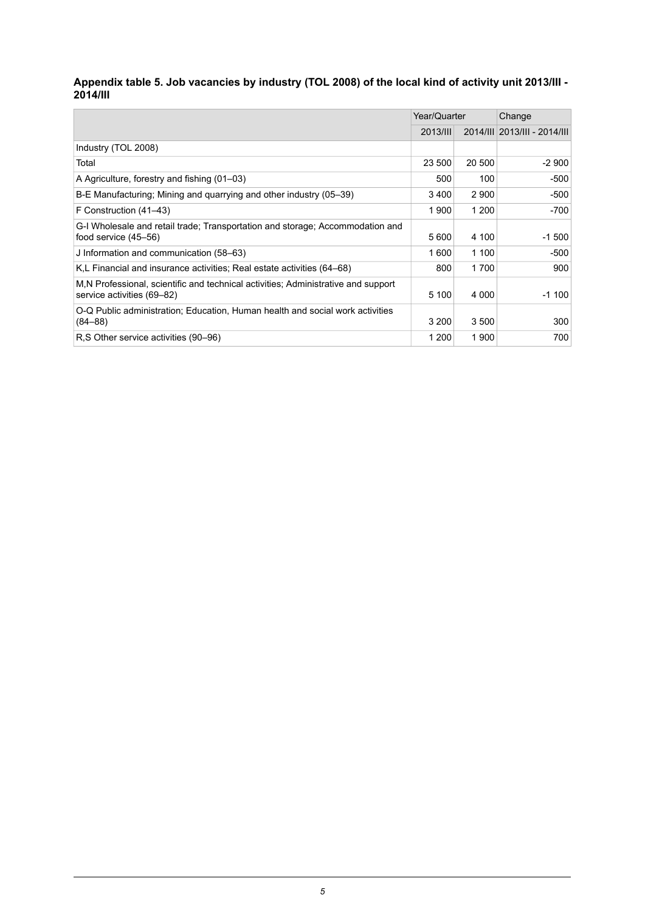**Appendix table 5. Job vacancies by industry (TOL 2008) of the local kind of activity unit 2013/III - 2014/III**

| | Year/Quarter | | Change |
|---|---|---|---|
| | 2013/III | 2014/III | 2013/III - 2014/III |
| Industry (TOL 2008) | | | |
| Total | 23 500 | 20 500 | -2 900 |
| A Agriculture, forestry and fishing (01–03) | 500 | 100 | -500 |
| B-E Manufacturing; Mining and quarrying and other industry (05–39) | 3 400 | 2 900 | -500 |
| F Construction (41–43) | 1 900 | 1 200 | -700 |
| G-I Wholesale and retail trade; Transportation and storage; Accommodation and food service (45–56) | 5 600 | 4 100 | -1 500 |
| J Information and communication (58–63) | 1 600 | 1 100 | -500 |
| K,L Financial and insurance activities; Real estate activities (64–68) | 800 | 1 700 | 900 |
| M,N Professional, scientific and technical activities; Administrative and support service activities (69–82) | 5 100 | 4 000 | -1 100 |
| O-Q Public administration; Education, Human health and social work activities (84–88) | 3 200 | 3 500 | 300 |
| R,S Other service activities (90–96) | 1 200 | 1 900 | 700 |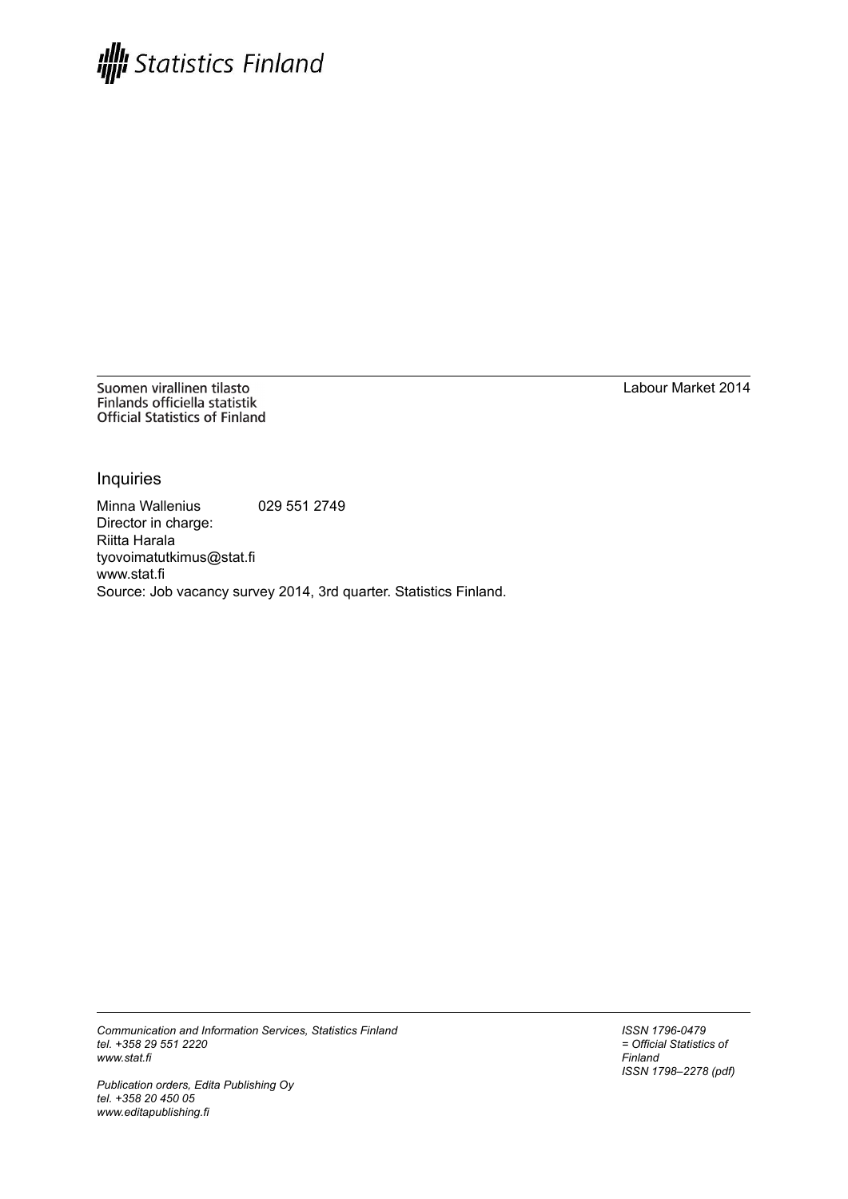Statistics Finland

Suomen virallinen tilasto
Finlands officiella statistik
**Official Statistics of Finland**

Labour Market 2014

## Inquiries

Minna Wallenius 029 551 2749
Director in charge:
Riitta Harala
tyovoimatutkimus@stat.fi
www.stat.fi
Source: Job vacancy survey 2014, 3rd quarter. Statistics Finland.

*Communication and Information Services, Statistics Finland*
*tel. +358 29 551 2220*
*www.stat.fi*

*Publication orders, Edita Publishing Oy*
*tel. +358 20 450 05*
*www.editapublishing.fi*

*ISSN 1796-0479*
*= Official Statistics of Finland*
*ISSN 1798–2278 (pdf)*